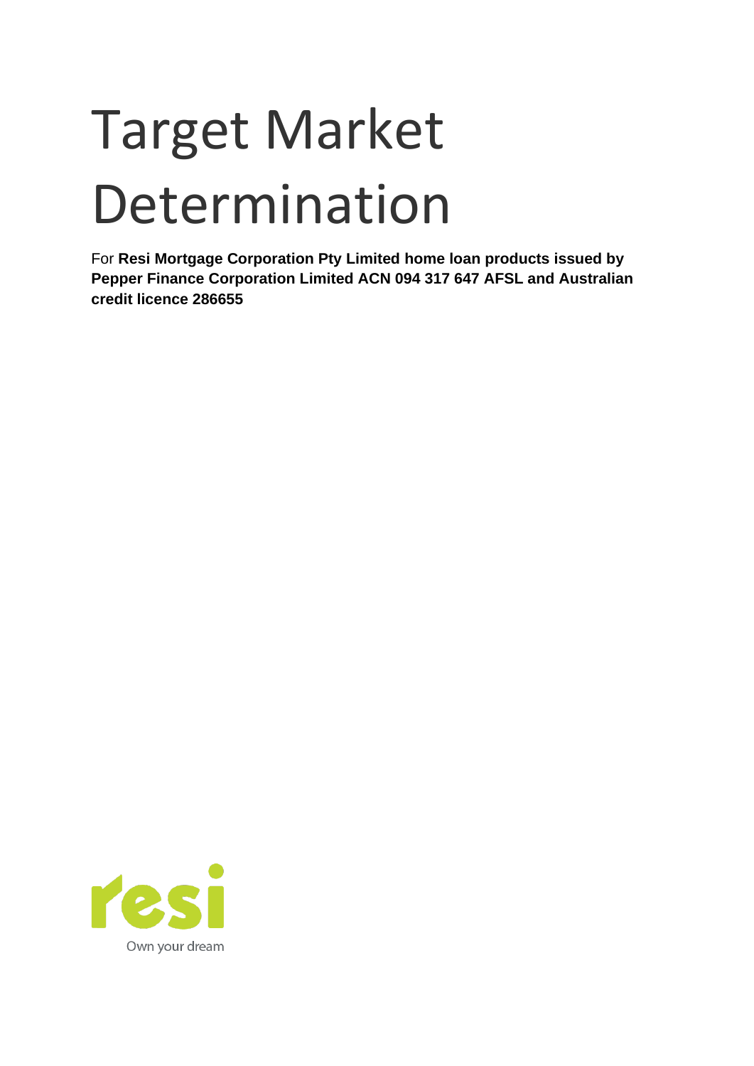# Target Market Determination

For **Resi Mortgage Corporation Pty Limited home loan products issued by Pepper Finance Corporation Limited ACN 094 317 647 AFSL and Australian credit licence 286655**

resi

Own your dream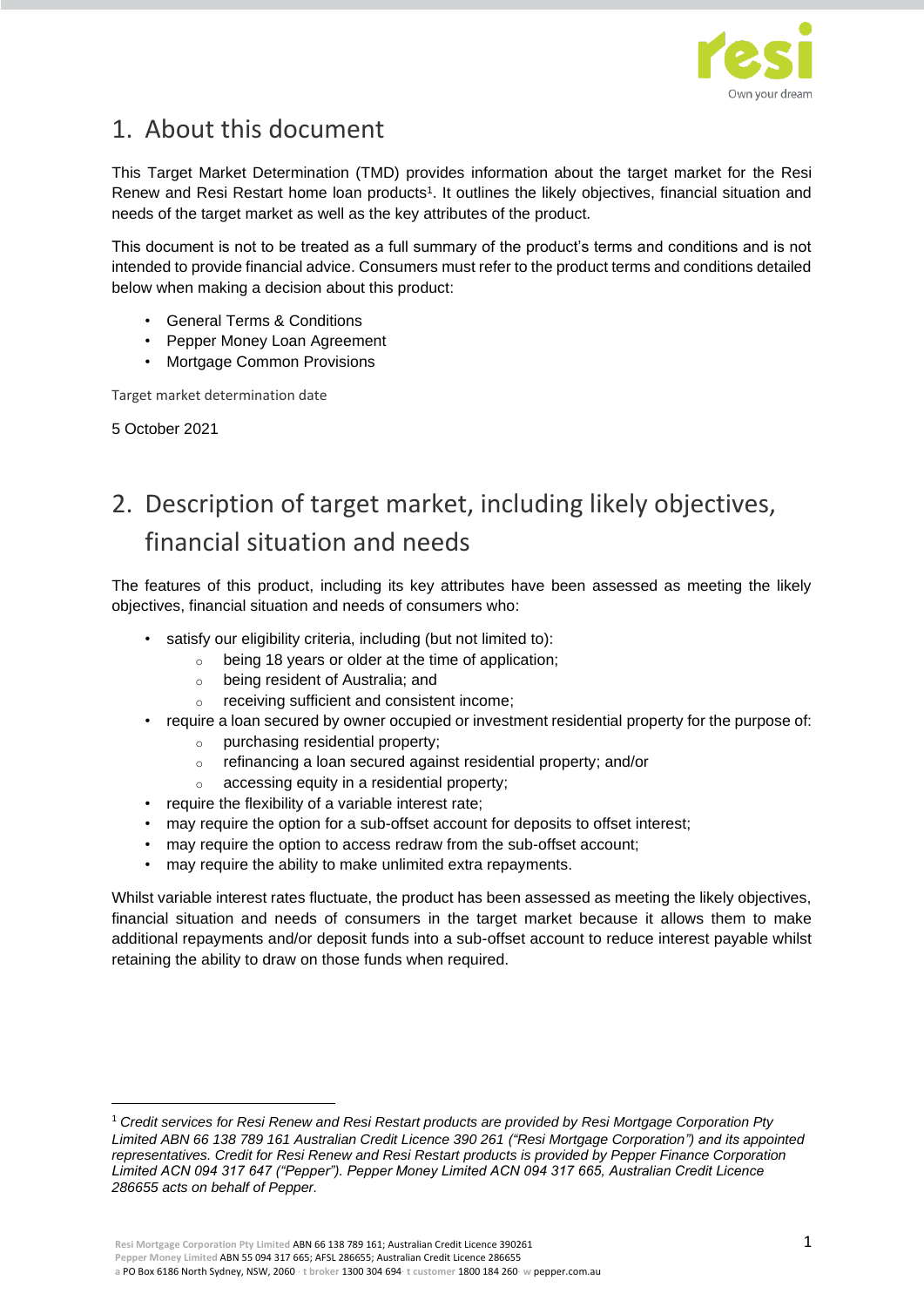## 1. About this document

This Target Market Determination (TMD) provides information about the target market for the Resi Renew and Resi Restart home loan products[1]. It outlines the likely objectives, financial situation and needs of the target market as well as the key attributes of the product.

This document is not to be treated as a full summary of the product's terms and conditions and is not intended to provide financial advice. Consumers must refer to the product terms and conditions detailed below when making a decision about this product:

- General Terms & Conditions
- Pepper Money Loan Agreement
- Mortgage Common Provisions

Target market determination date

5 October 2021

## 2. Description of target market, including likely objectives, financial situation and needs

The features of this product, including its key attributes have been assessed as meeting the likely objectives, financial situation and needs of consumers who:

- satisfy our eligibility criteria, including (but not limited to):
  - being 18 years or older at the time of application;
  - being resident of Australia; and
  - receiving sufficient and consistent income;
- require a loan secured by owner occupied or investment residential property for the purpose of:
  - purchasing residential property;
  - refinancing a loan secured against residential property; and/or
  - accessing equity in a residential property;
- require the flexibility of a variable interest rate;
- may require the option for a sub-offset account for deposits to offset interest;
- may require the option to access redraw from the sub-offset account;
- may require the ability to make unlimited extra repayments.

Whilst variable interest rates fluctuate, the product has been assessed as meeting the likely objectives, financial situation and needs of consumers in the target market because it allows them to make additional repayments and/or deposit funds into a sub-offset account to reduce interest payable whilst retaining the ability to draw on those funds when required.

---

[1] *Credit services for Resi Renew and Resi Restart products are provided by Resi Mortgage Corporation Pty Limited ABN 66 138 789 161 Australian Credit Licence 390 261 ("Resi Mortgage Corporation") and its appointed representatives. Credit for Resi Renew and Resi Restart products is provided by Pepper Finance Corporation Limited ACN 094 317 647 ("Pepper"). Pepper Money Limited ACN 094 317 665, Australian Credit Licence 286655 acts on behalf of Pepper.*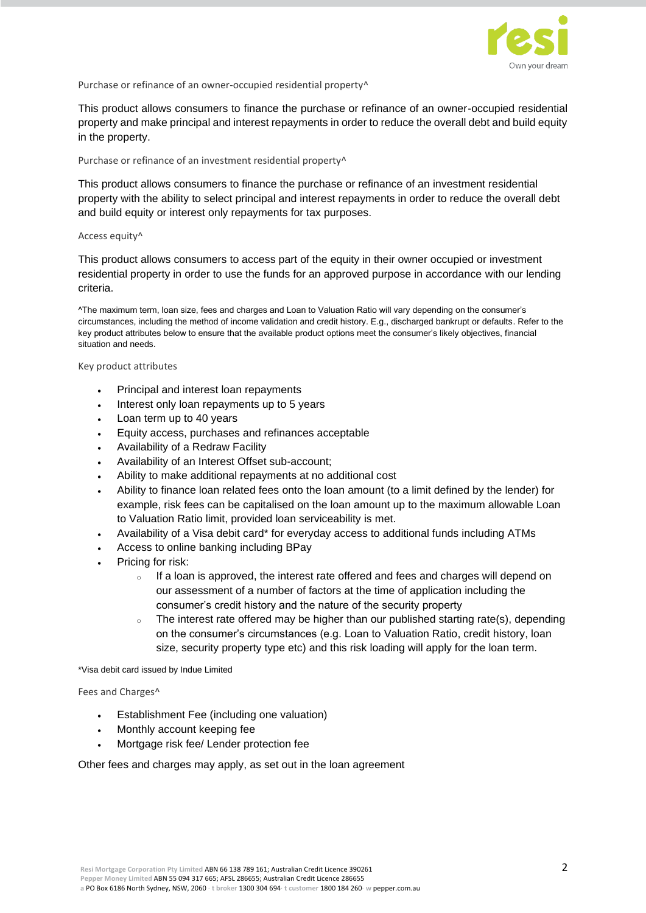### Purchase or refinance of an owner-occupied residential property^

This product allows consumers to finance the purchase or refinance of an owner-occupied residential property and make principal and interest repayments in order to reduce the overall debt and build equity in the property.

### Purchase or refinance of an investment residential property^

This product allows consumers to finance the purchase or refinance of an investment residential property with the ability to select principal and interest repayments in order to reduce the overall debt and build equity or interest only repayments for tax purposes.

### Access equity^

This product allows consumers to access part of the equity in their owner occupied or investment residential property in order to use the funds for an approved purpose in accordance with our lending criteria.

^The maximum term, loan size, fees and charges and Loan to Valuation Ratio will vary depending on the consumer's circumstances, including the method of income validation and credit history. E.g., discharged bankrupt or defaults. Refer to the key product attributes below to ensure that the available product options meet the consumer's likely objectives, financial situation and needs.

### Key product attributes

- Principal and interest loan repayments
- Interest only loan repayments up to 5 years
- Loan term up to 40 years
- Equity access, purchases and refinances acceptable
- Availability of a Redraw Facility
- Availability of an Interest Offset sub-account;
- Ability to make additional repayments at no additional cost
- Ability to finance loan related fees onto the loan amount (to a limit defined by the lender) for example, risk fees can be capitalised on the loan amount up to the maximum allowable Loan to Valuation Ratio limit, provided loan serviceability is met.
- Availability of a Visa debit card* for everyday access to additional funds including ATMs
- Access to online banking including BPay
- Pricing for risk:
  - If a loan is approved, the interest rate offered and fees and charges will depend on our assessment of a number of factors at the time of application including the consumer's credit history and the nature of the security property
  - The interest rate offered may be higher than our published starting rate(s), depending on the consumer's circumstances (e.g. Loan to Valuation Ratio, credit history, loan size, security property type etc) and this risk loading will apply for the loan term.

*Visa debit card issued by Indue Limited

### Fees and Charges^

- Establishment Fee (including one valuation)
- Monthly account keeping fee
- Mortgage risk fee/ Lender protection fee

Other fees and charges may apply, as set out in the loan agreement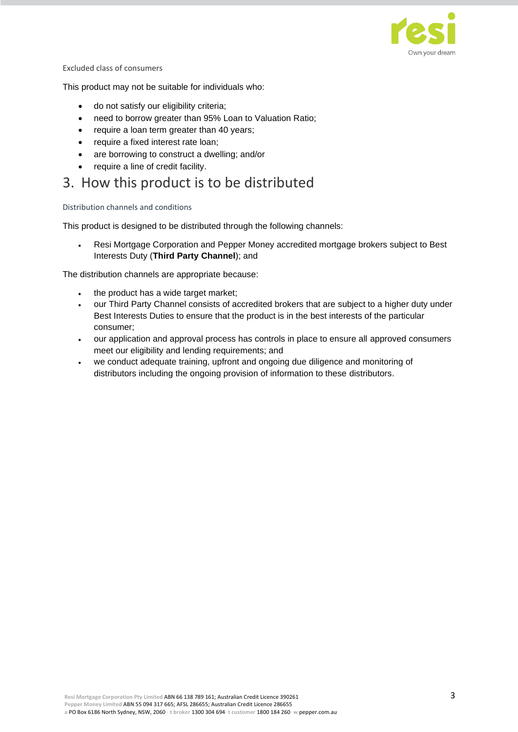### Excluded class of consumers

This product may not be suitable for individuals who:

- do not satisfy our eligibility criteria;
- need to borrow greater than 95% Loan to Valuation Ratio;
- require a loan term greater than 40 years;
- require a fixed interest rate loan;
- are borrowing to construct a dwelling; and/or
- require a line of credit facility.

## 3. How this product is to be distributed

### Distribution channels and conditions

This product is designed to be distributed through the following channels:

- Resi Mortgage Corporation and Pepper Money accredited mortgage brokers subject to Best Interests Duty (**Third Party Channel**); and

The distribution channels are appropriate because:

- the product has a wide target market;
- our Third Party Channel consists of accredited brokers that are subject to a higher duty under Best Interests Duties to ensure that the product is in the best interests of the particular consumer;
- our application and approval process has controls in place to ensure all approved consumers meet our eligibility and lending requirements; and
- we conduct adequate training, upfront and ongoing due diligence and monitoring of distributors including the ongoing provision of information to these distributors.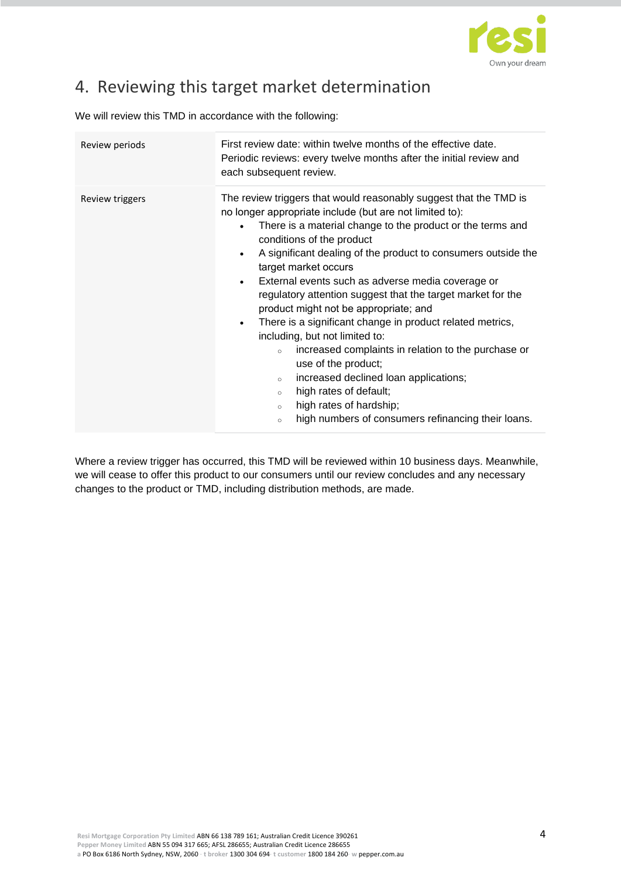## 4. Reviewing this target market determination

We will review this TMD in accordance with the following:

| | |
|---|---|
| Review periods | First review date: within twelve months of the effective date.<br>Periodic reviews: every twelve months after the initial review and each subsequent review. |
| Review triggers | The review triggers that would reasonably suggest that the TMD is no longer appropriate include (but are not limited to):<br>• There is a material change to the product or the terms and conditions of the product<br>• A significant dealing of the product to consumers outside the target market occurs<br>• External events such as adverse media coverage or regulatory attention suggest that the target market for the product might not be appropriate; and<br>• There is a significant change in product related metrics, including, but not limited to:<br>  ◦ increased complaints in relation to the purchase or use of the product;<br>  ◦ increased declined loan applications;<br>  ◦ high rates of default;<br>  ◦ high rates of hardship;<br>  ◦ high numbers of consumers refinancing their loans. |

Where a review trigger has occurred, this TMD will be reviewed within 10 business days. Meanwhile, we will cease to offer this product to our consumers until our review concludes and any necessary changes to the product or TMD, including distribution methods, are made.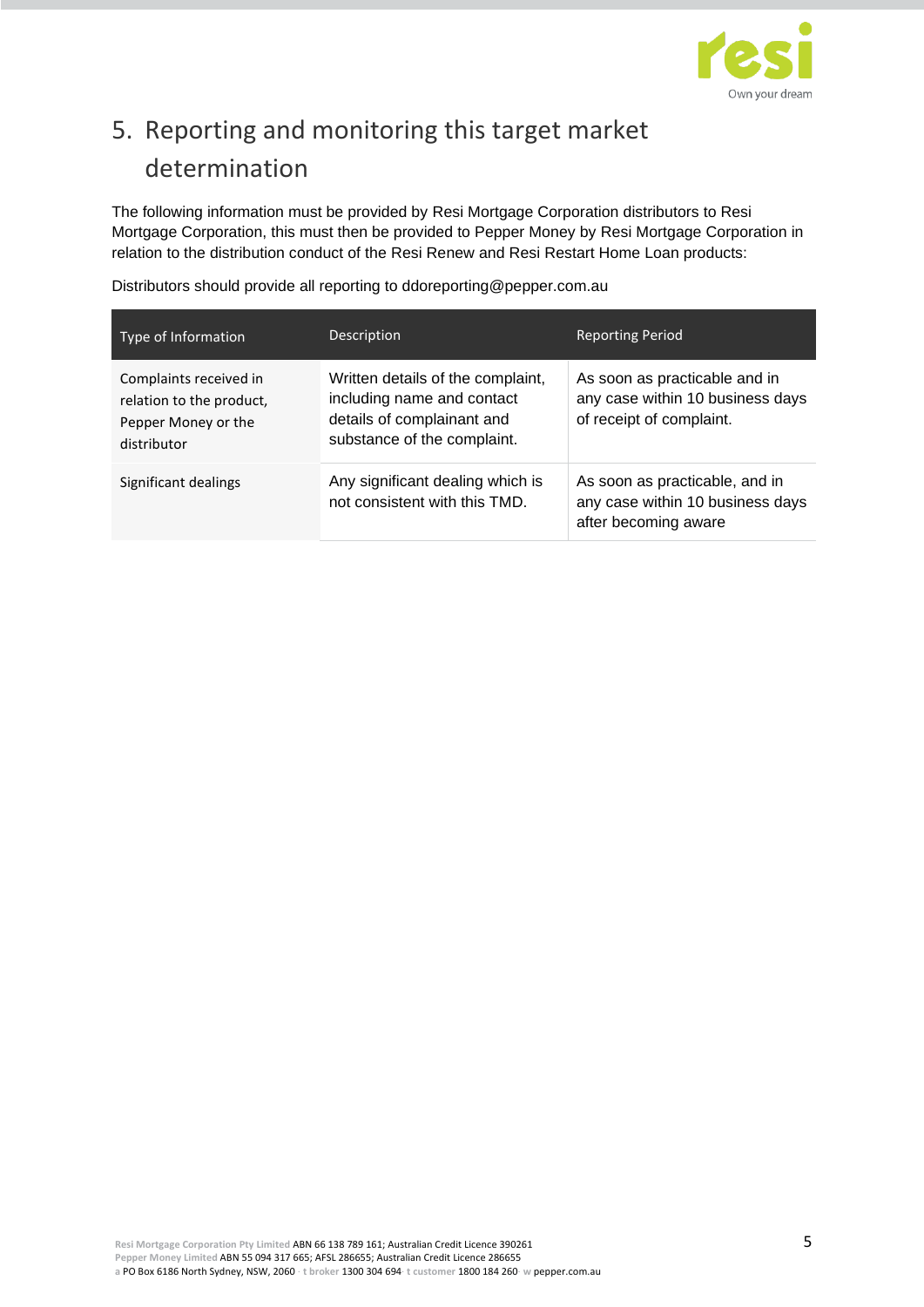# 5. Reporting and monitoring this target market determination

The following information must be provided by Resi Mortgage Corporation distributors to Resi Mortgage Corporation, this must then be provided to Pepper Money by Resi Mortgage Corporation in relation to the distribution conduct of the Resi Renew and Resi Restart Home Loan products:

Distributors should provide all reporting to ddoreporting@pepper.com.au

| Type of Information | Description | Reporting Period |
| --- | --- | --- |
| Complaints received in relation to the product, Pepper Money or the distributor | Written details of the complaint, including name and contact details of complainant and substance of the complaint. | As soon as practicable and in any case within 10 business days of receipt of complaint. |
| Significant dealings | Any significant dealing which is not consistent with this TMD. | As soon as practicable, and in any case within 10 business days after becoming aware |